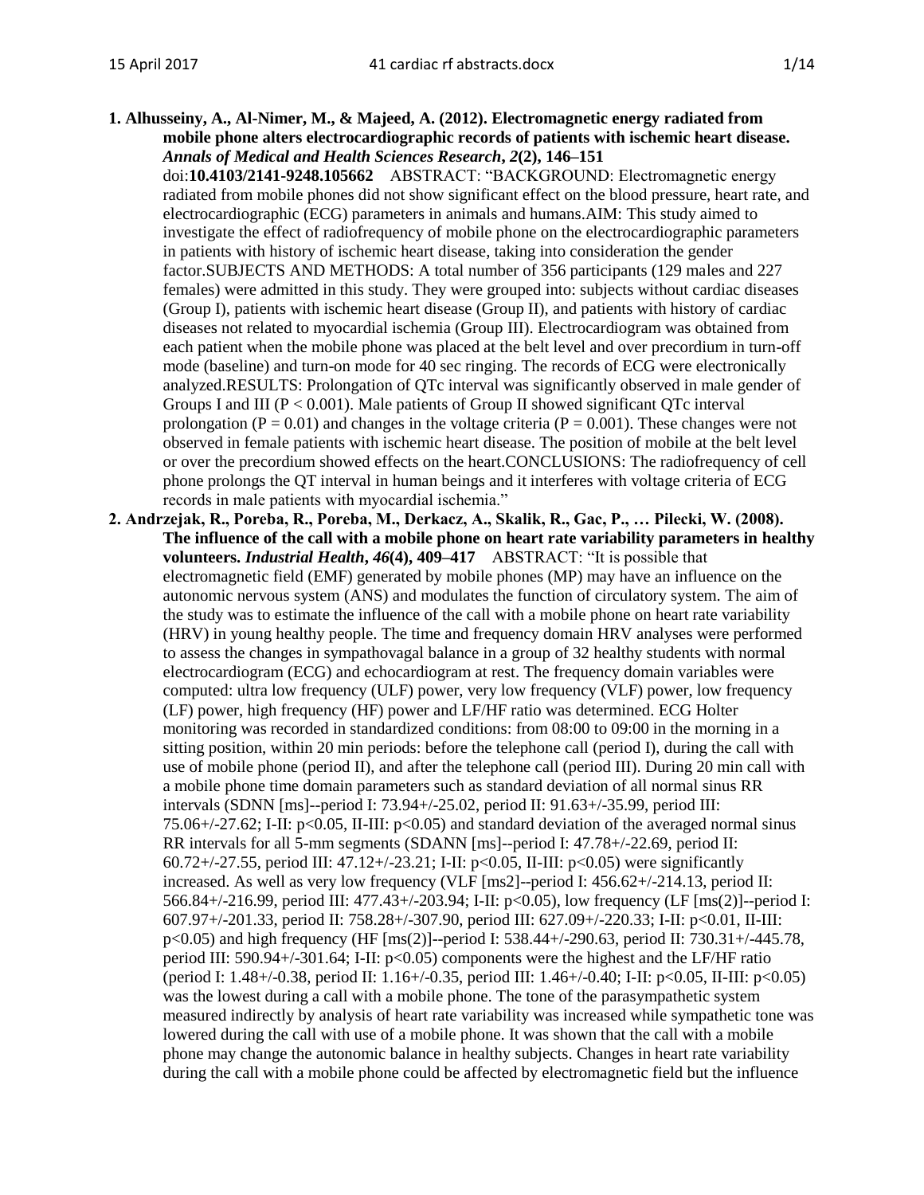**1. Alhusseiny, A., Al-Nimer, M., & Majeed, A. (2012). Electromagnetic energy radiated from mobile phone alters electrocardiographic records of patients with ischemic heart disease. *Annals of Medical and Health Sciences Research*, *2*(2), 146–151** doi:**10.4103/2141-9248.105662** ABSTRACT: "BACKGROUND: Electromagnetic energy radiated from mobile phones did not show significant effect on the blood pressure, heart rate, and electrocardiographic (ECG) parameters in animals and humans.AIM: This study aimed to investigate the effect of radiofrequency of mobile phone on the electrocardiographic parameters in patients with history of ischemic heart disease, taking into consideration the gender factor.SUBJECTS AND METHODS: A total number of 356 participants (129 males and 227 females) were admitted in this study. They were grouped into: subjects without cardiac diseases (Group I), patients with ischemic heart disease (Group II), and patients with history of cardiac diseases not related to myocardial ischemia (Group III). Electrocardiogram was obtained from each patient when the mobile phone was placed at the belt level and over precordium in turn-off mode (baseline) and turn-on mode for 40 sec ringing. The records of ECG were electronically analyzed.RESULTS: Prolongation of QTc interval was significantly observed in male gender of Groups I and III ($P < 0.001$). Male patients of Group II showed significant QTc interval prolongation ($P = 0.01$) and changes in the voltage criteria ($P = 0.001$). These changes were not observed in female patients with ischemic heart disease. The position of mobile at the belt level or over the precordium showed effects on the heart.CONCLUSIONS: The radiofrequency of cell phone prolongs the QT interval in human beings and it interferes with voltage criteria of ECG records in male patients with myocardial ischemia."

**2. Andrzejak, R., Poreba, R., Poreba, M., Derkacz, A., Skalik, R., Gac, P., … Pilecki, W. (2008). The influence of the call with a mobile phone on heart rate variability parameters in healthy volunteers. *Industrial Health*, *46*(4), 409–417** ABSTRACT: "It is possible that electromagnetic field (EMF) generated by mobile phones (MP) may have an influence on the autonomic nervous system (ANS) and modulates the function of circulatory system. The aim of the study was to estimate the influence of the call with a mobile phone on heart rate variability (HRV) in young healthy people. The time and frequency domain HRV analyses were performed to assess the changes in sympathovagal balance in a group of 32 healthy students with normal electrocardiogram (ECG) and echocardiogram at rest. The frequency domain variables were computed: ultra low frequency (ULF) power, very low frequency (VLF) power, low frequency (LF) power, high frequency (HF) power and LF/HF ratio was determined. ECG Holter monitoring was recorded in standardized conditions: from 08:00 to 09:00 in the morning in a sitting position, within 20 min periods: before the telephone call (period I), during the call with use of mobile phone (period II), and after the telephone call (period III). During 20 min call with a mobile phone time domain parameters such as standard deviation of all normal sinus RR intervals (SDNN [ms]--period I: 73.94+/-25.02, period II: 91.63+/-35.99, period III: 75.06+/-27.62; I-II: $p<0.05$, II-III: $p<0.05$) and standard deviation of the averaged normal sinus RR intervals for all 5-mm segments (SDANN [ms]--period I: 47.78+/-22.69, period II: 60.72+/-27.55, period III: 47.12+/-23.21; I-II: $p<0.05$, II-III: $p<0.05$) were significantly increased. As well as very low frequency (VLF [ms2]--period I: 456.62+/-214.13, period II: 566.84+/-216.99, period III: 477.43+/-203.94; I-II: $p<0.05$), low frequency (LF [ms(2)]--period I: 607.97+/-201.33, period II: 758.28+/-307.90, period III: 627.09+/-220.33; I-II: $p<0.01$, II-III: $p<0.05$) and high frequency (HF [ms(2)]--period I: 538.44+/-290.63, period II: 730.31+/-445.78, period III: 590.94+/-301.64; I-II: $p<0.05$) components were the highest and the LF/HF ratio (period I: 1.48+/-0.38, period II: 1.16+/-0.35, period III: 1.46+/-0.40; I-II: $p<0.05$, II-III: $p<0.05$) was the lowest during a call with a mobile phone. The tone of the parasympathetic system measured indirectly by analysis of heart rate variability was increased while sympathetic tone was lowered during the call with use of a mobile phone. It was shown that the call with a mobile phone may change the autonomic balance in healthy subjects. Changes in heart rate variability during the call with a mobile phone could be affected by electromagnetic field but the influence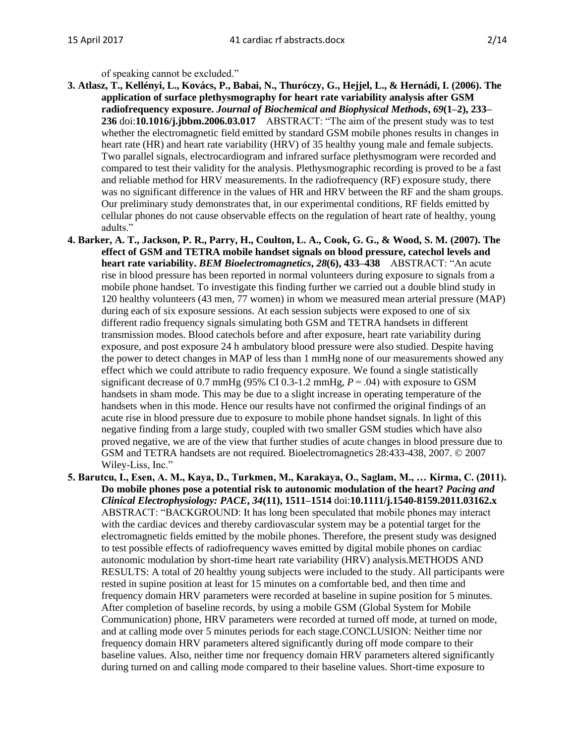of speaking cannot be excluded."

**3. Atlasz, T., Kellényi, L., Kovács, P., Babai, N., Thuróczy, G., Hejjel, L., & Hernádi, I. (2006). The application of surface plethysmography for heart rate variability analysis after GSM radiofrequency exposure. *Journal of Biochemical and Biophysical Methods*, *69*(1–2), 233–236** doi:**10.1016/j.jbbm.2006.03.017** ABSTRACT: "The aim of the present study was to test whether the electromagnetic field emitted by standard GSM mobile phones results in changes in heart rate (HR) and heart rate variability (HRV) of 35 healthy young male and female subjects. Two parallel signals, electrocardiogram and infrared surface plethysmogram were recorded and compared to test their validity for the analysis. Plethysmographic recording is proved to be a fast and reliable method for HRV measurements. In the radiofrequency (RF) exposure study, there was no significant difference in the values of HR and HRV between the RF and the sham groups. Our preliminary study demonstrates that, in our experimental conditions, RF fields emitted by cellular phones do not cause observable effects on the regulation of heart rate of healthy, young adults."

**4. Barker, A. T., Jackson, P. R., Parry, H., Coulton, L. A., Cook, G. G., & Wood, S. M. (2007). The effect of GSM and TETRA mobile handset signals on blood pressure, catechol levels and heart rate variability. *BEM Bioelectromagnetics*, *28*(6), 433–438** ABSTRACT: "An acute rise in blood pressure has been reported in normal volunteers during exposure to signals from a mobile phone handset. To investigate this finding further we carried out a double blind study in 120 healthy volunteers (43 men, 77 women) in whom we measured mean arterial pressure (MAP) during each of six exposure sessions. At each session subjects were exposed to one of six different radio frequency signals simulating both GSM and TETRA handsets in different transmission modes. Blood catechols before and after exposure, heart rate variability during exposure, and post exposure 24 h ambulatory blood pressure were also studied. Despite having the power to detect changes in MAP of less than 1 mmHg none of our measurements showed any effect which we could attribute to radio frequency exposure. We found a single statistically significant decrease of 0.7 mmHg (95% CI 0.3-1.2 mmHg, $P = .04$) with exposure to GSM handsets in sham mode. This may be due to a slight increase in operating temperature of the handsets when in this mode. Hence our results have not confirmed the original findings of an acute rise in blood pressure due to exposure to mobile phone handset signals. In light of this negative finding from a large study, coupled with two smaller GSM studies which have also proved negative, we are of the view that further studies of acute changes in blood pressure due to GSM and TETRA handsets are not required. Bioelectromagnetics 28:433-438, 2007. © 2007 Wiley-Liss, Inc."

**5. Barutcu, I., Esen, A. M., Kaya, D., Turkmen, M., Karakaya, O., Saglam, M., … Kirma, C. (2011). Do mobile phones pose a potential risk to autonomic modulation of the heart? *Pacing and Clinical Electrophysiology: PACE*, *34*(11), 1511–1514** doi:**10.1111/j.1540-8159.2011.03162.x** ABSTRACT: "BACKGROUND: It has long been speculated that mobile phones may interact with the cardiac devices and thereby cardiovascular system may be a potential target for the electromagnetic fields emitted by the mobile phones. Therefore, the present study was designed to test possible effects of radiofrequency waves emitted by digital mobile phones on cardiac autonomic modulation by short-time heart rate variability (HRV) analysis.METHODS AND RESULTS: A total of 20 healthy young subjects were included to the study. All participants were rested in supine position at least for 15 minutes on a comfortable bed, and then time and frequency domain HRV parameters were recorded at baseline in supine position for 5 minutes. After completion of baseline records, by using a mobile GSM (Global System for Mobile Communication) phone, HRV parameters were recorded at turned off mode, at turned on mode, and at calling mode over 5 minutes periods for each stage.CONCLUSION: Neither time nor frequency domain HRV parameters altered significantly during off mode compare to their baseline values. Also, neither time nor frequency domain HRV parameters altered significantly during turned on and calling mode compared to their baseline values. Short-time exposure to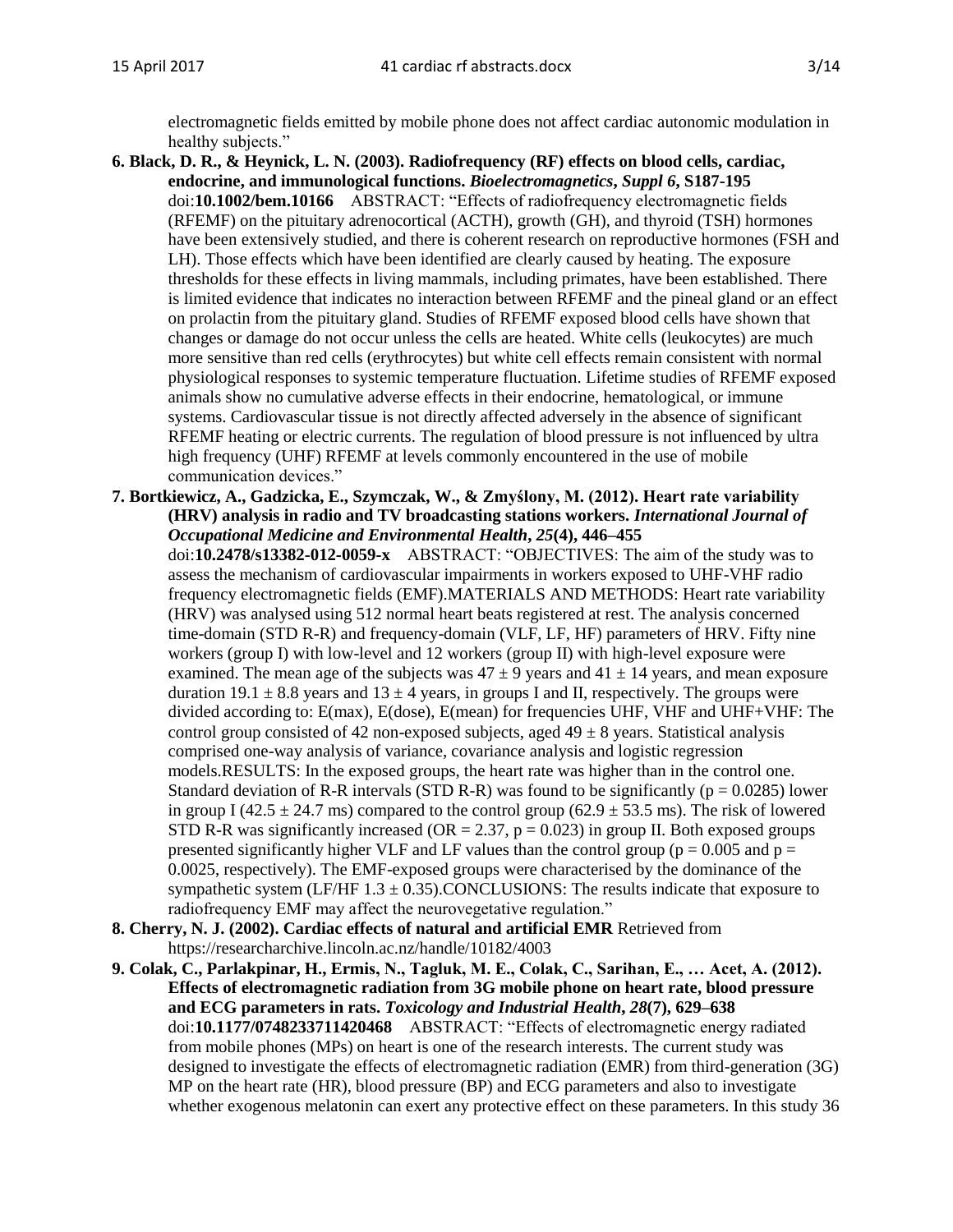electromagnetic fields emitted by mobile phone does not affect cardiac autonomic modulation in healthy subjects."

**6. Black, D. R., & Heynick, L. N. (2003). Radiofrequency (RF) effects on blood cells, cardiac, endocrine, and immunological functions. *Bioelectromagnetics*, *Suppl 6*, S187-195** doi:**10.1002/bem.10166** ABSTRACT: "Effects of radiofrequency electromagnetic fields (RFEMF) on the pituitary adrenocortical (ACTH), growth (GH), and thyroid (TSH) hormones have been extensively studied, and there is coherent research on reproductive hormones (FSH and LH). Those effects which have been identified are clearly caused by heating. The exposure thresholds for these effects in living mammals, including primates, have been established. There is limited evidence that indicates no interaction between RFEMF and the pineal gland or an effect on prolactin from the pituitary gland. Studies of RFEMF exposed blood cells have shown that changes or damage do not occur unless the cells are heated. White cells (leukocytes) are much more sensitive than red cells (erythrocytes) but white cell effects remain consistent with normal physiological responses to systemic temperature fluctuation. Lifetime studies of RFEMF exposed animals show no cumulative adverse effects in their endocrine, hematological, or immune systems. Cardiovascular tissue is not directly affected adversely in the absence of significant RFEMF heating or electric currents. The regulation of blood pressure is not influenced by ultra high frequency (UHF) RFEMF at levels commonly encountered in the use of mobile communication devices."

**7. Bortkiewicz, A., Gadzicka, E., Szymczak, W., & Zmyślony, M. (2012). Heart rate variability (HRV) analysis in radio and TV broadcasting stations workers. *International Journal of Occupational Medicine and Environmental Health*, *25*(4), 446–455** doi:**10.2478/s13382-012-0059-x** ABSTRACT: "OBJECTIVES: The aim of the study was to assess the mechanism of cardiovascular impairments in workers exposed to UHF-VHF radio frequency electromagnetic fields (EMF).MATERIALS AND METHODS: Heart rate variability (HRV) was analysed using 512 normal heart beats registered at rest. The analysis concerned time-domain (STD R-R) and frequency-domain (VLF, LF, HF) parameters of HRV. Fifty nine workers (group I) with low-level and 12 workers (group II) with high-level exposure were examined. The mean age of the subjects was $47 \pm 9$ years and $41 \pm 14$ years, and mean exposure duration $19.1 \pm 8.8$ years and $13 \pm 4$ years, in groups I and II, respectively. The groups were divided according to: E(max), E(dose), E(mean) for frequencies UHF, VHF and UHF+VHF: The control group consisted of 42 non-exposed subjects, aged $49 \pm 8$ years. Statistical analysis comprised one-way analysis of variance, covariance analysis and logistic regression models.RESULTS: In the exposed groups, the heart rate was higher than in the control one. Standard deviation of R-R intervals (STD R-R) was found to be significantly ($p = 0.0285$) lower in group I ($42.5 \pm 24.7$ ms) compared to the control group ($62.9 \pm 53.5$ ms). The risk of lowered STD R-R was significantly increased ($OR = 2.37$, $p = 0.023$) in group II. Both exposed groups presented significantly higher VLF and LF values than the control group ($p = 0.005$ and $p = 0.0025$, respectively). The EMF-exposed groups were characterised by the dominance of the sympathetic system (LF/HF $1.3 \pm 0.35$).CONCLUSIONS: The results indicate that exposure to radiofrequency EMF may affect the neurovegetative regulation."

**8. Cherry, N. J. (2002). Cardiac effects of natural and artificial EMR** Retrieved from https://researcharchive.lincoln.ac.nz/handle/10182/4003

**9. Colak, C., Parlakpinar, H., Ermis, N., Tagluk, M. E., Colak, C., Sarihan, E., … Acet, A. (2012). Effects of electromagnetic radiation from 3G mobile phone on heart rate, blood pressure and ECG parameters in rats. *Toxicology and Industrial Health*, *28*(7), 629–638** doi:**10.1177/0748233711420468** ABSTRACT: "Effects of electromagnetic energy radiated from mobile phones (MPs) on heart is one of the research interests. The current study was designed to investigate the effects of electromagnetic radiation (EMR) from third-generation (3G) MP on the heart rate (HR), blood pressure (BP) and ECG parameters and also to investigate whether exogenous melatonin can exert any protective effect on these parameters. In this study 36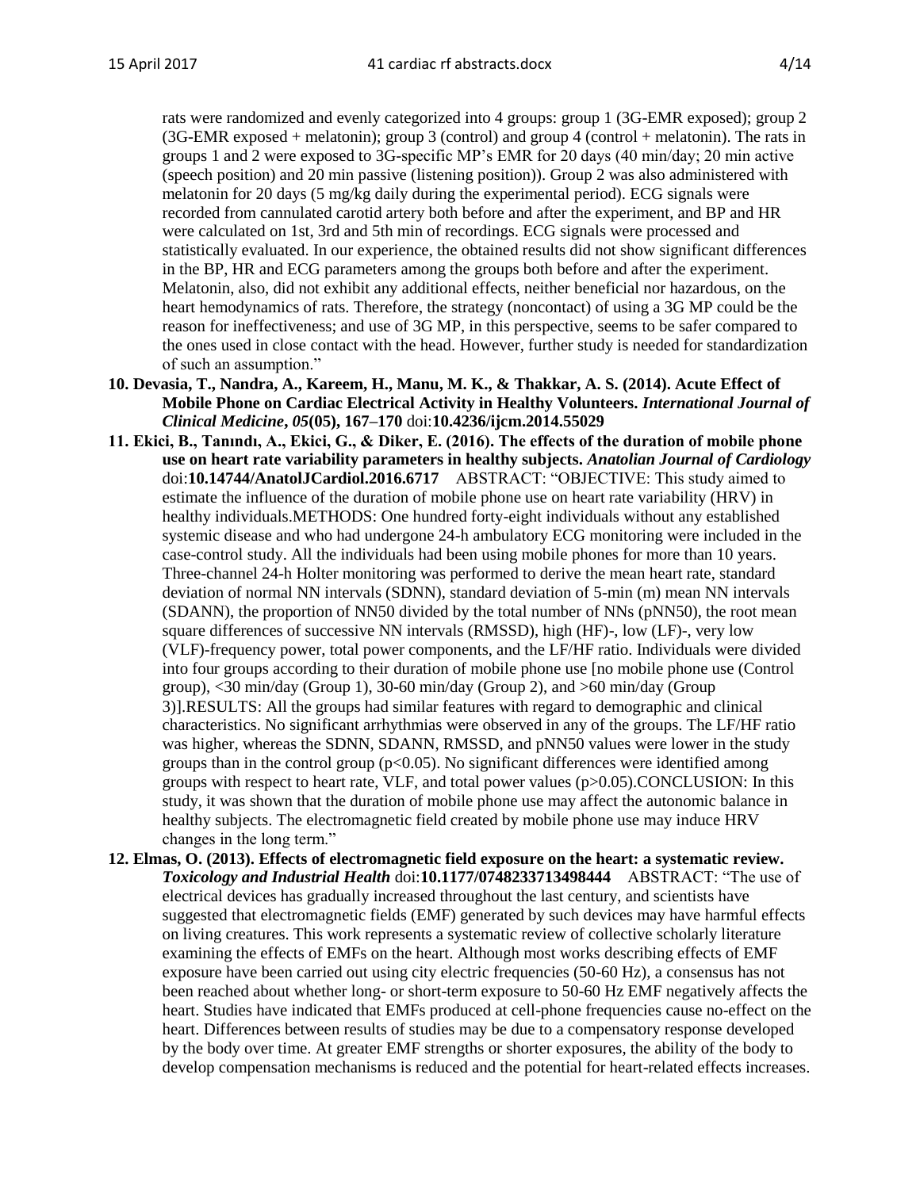rats were randomized and evenly categorized into 4 groups: group 1 (3G-EMR exposed); group 2 (3G-EMR exposed + melatonin); group 3 (control) and group 4 (control + melatonin). The rats in groups 1 and 2 were exposed to 3G-specific MP's EMR for 20 days (40 min/day; 20 min active (speech position) and 20 min passive (listening position)). Group 2 was also administered with melatonin for 20 days (5 mg/kg daily during the experimental period). ECG signals were recorded from cannulated carotid artery both before and after the experiment, and BP and HR were calculated on 1st, 3rd and 5th min of recordings. ECG signals were processed and statistically evaluated. In our experience, the obtained results did not show significant differences in the BP, HR and ECG parameters among the groups both before and after the experiment. Melatonin, also, did not exhibit any additional effects, neither beneficial nor hazardous, on the heart hemodynamics of rats. Therefore, the strategy (noncontact) of using a 3G MP could be the reason for ineffectiveness; and use of 3G MP, in this perspective, seems to be safer compared to the ones used in close contact with the head. However, further study is needed for standardization of such an assumption."

10. **Devasia, T., Nandra, A., Kareem, H., Manu, M. K., & Thakkar, A. S. (2014). Acute Effect of Mobile Phone on Cardiac Electrical Activity in Healthy Volunteers. *International Journal of Clinical Medicine*, *05*(05), 167–170** doi:**10.4236/ijcm.2014.55029**

11. **Ekici, B., Tanındı, A., Ekici, G., & Diker, E. (2016). The effects of the duration of mobile phone use on heart rate variability parameters in healthy subjects. *Anatolian Journal of Cardiology*** doi:**10.14744/AnatolJCardiol.2016.6717** ABSTRACT: "OBJECTIVE: This study aimed to estimate the influence of the duration of mobile phone use on heart rate variability (HRV) in healthy individuals.METHODS: One hundred forty-eight individuals without any established systemic disease and who had undergone 24-h ambulatory ECG monitoring were included in the case-control study. All the individuals had been using mobile phones for more than 10 years. Three-channel 24-h Holter monitoring was performed to derive the mean heart rate, standard deviation of normal NN intervals (SDNN), standard deviation of 5-min (m) mean NN intervals (SDANN), the proportion of NN50 divided by the total number of NNs (pNN50), the root mean square differences of successive NN intervals (RMSSD), high (HF)-, low (LF)-, very low (VLF)-frequency power, total power components, and the LF/HF ratio. Individuals were divided into four groups according to their duration of mobile phone use [no mobile phone use (Control group), <30 min/day (Group 1), 30-60 min/day (Group 2), and >60 min/day (Group 3)].RESULTS: All the groups had similar features with regard to demographic and clinical characteristics. No significant arrhythmias were observed in any of the groups. The LF/HF ratio was higher, whereas the SDNN, SDANN, RMSSD, and pNN50 values were lower in the study groups than in the control group ($p<0.05$). No significant differences were identified among groups with respect to heart rate, VLF, and total power values ($p>0.05$).CONCLUSION: In this study, it was shown that the duration of mobile phone use may affect the autonomic balance in healthy subjects. The electromagnetic field created by mobile phone use may induce HRV changes in the long term."

12. **Elmas, O. (2013). Effects of electromagnetic field exposure on the heart: a systematic review. *Toxicology and Industrial Health*** doi:**10.1177/0748233713498444** ABSTRACT: "The use of electrical devices has gradually increased throughout the last century, and scientists have suggested that electromagnetic fields (EMF) generated by such devices may have harmful effects on living creatures. This work represents a systematic review of collective scholarly literature examining the effects of EMFs on the heart. Although most works describing effects of EMF exposure have been carried out using city electric frequencies (50-60 Hz), a consensus has not been reached about whether long- or short-term exposure to 50-60 Hz EMF negatively affects the heart. Studies have indicated that EMFs produced at cell-phone frequencies cause no-effect on the heart. Differences between results of studies may be due to a compensatory response developed by the body over time. At greater EMF strengths or shorter exposures, the ability of the body to develop compensation mechanisms is reduced and the potential for heart-related effects increases.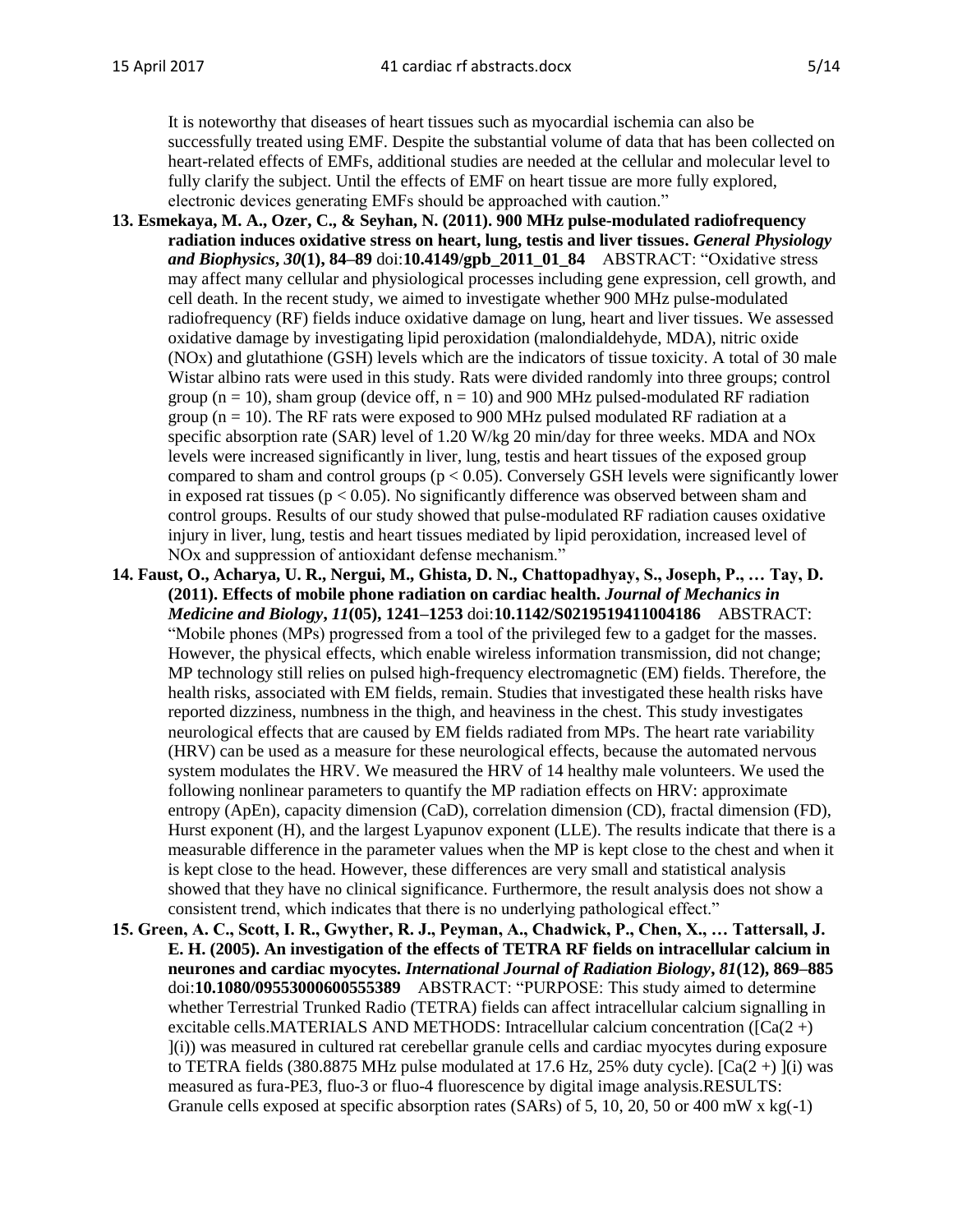It is noteworthy that diseases of heart tissues such as myocardial ischemia can also be successfully treated using EMF. Despite the substantial volume of data that has been collected on heart-related effects of EMFs, additional studies are needed at the cellular and molecular level to fully clarify the subject. Until the effects of EMF on heart tissue are more fully explored, electronic devices generating EMFs should be approached with caution."

13. **Esmekaya, M. A., Ozer, C., & Seyhan, N. (2011). 900 MHz pulse-modulated radiofrequency radiation induces oxidative stress on heart, lung, testis and liver tissues. *General Physiology and Biophysics*, *30*(1), 84–89** doi:**10.4149/gpb_2011_01_84** ABSTRACT: "Oxidative stress may affect many cellular and physiological processes including gene expression, cell growth, and cell death. In the recent study, we aimed to investigate whether 900 MHz pulse-modulated radiofrequency (RF) fields induce oxidative damage on lung, heart and liver tissues. We assessed oxidative damage by investigating lipid peroxidation (malondialdehyde, MDA), nitric oxide (NOx) and glutathione (GSH) levels which are the indicators of tissue toxicity. A total of 30 male Wistar albino rats were used in this study. Rats were divided randomly into three groups; control group ($n = 10$), sham group (device off, $n = 10$) and 900 MHz pulsed-modulated RF radiation group ($n = 10$). The RF rats were exposed to 900 MHz pulsed modulated RF radiation at a specific absorption rate (SAR) level of 1.20 W/kg 20 min/day for three weeks. MDA and NOx levels were increased significantly in liver, lung, testis and heart tissues of the exposed group compared to sham and control groups ($p < 0.05$). Conversely GSH levels were significantly lower in exposed rat tissues ($p < 0.05$). No significantly difference was observed between sham and control groups. Results of our study showed that pulse-modulated RF radiation causes oxidative injury in liver, lung, testis and heart tissues mediated by lipid peroxidation, increased level of NOx and suppression of antioxidant defense mechanism."

14. **Faust, O., Acharya, U. R., Nergui, M., Ghista, D. N., Chattopadhyay, S., Joseph, P., … Tay, D. (2011). Effects of mobile phone radiation on cardiac health. *Journal of Mechanics in Medicine and Biology*, *11*(05), 1241–1253** doi:**10.1142/S0219519411004186** ABSTRACT: "Mobile phones (MPs) progressed from a tool of the privileged few to a gadget for the masses. However, the physical effects, which enable wireless information transmission, did not change; MP technology still relies on pulsed high-frequency electromagnetic (EM) fields. Therefore, the health risks, associated with EM fields, remain. Studies that investigated these health risks have reported dizziness, numbness in the thigh, and heaviness in the chest. This study investigates neurological effects that are caused by EM fields radiated from MPs. The heart rate variability (HRV) can be used as a measure for these neurological effects, because the automated nervous system modulates the HRV. We measured the HRV of 14 healthy male volunteers. We used the following nonlinear parameters to quantify the MP radiation effects on HRV: approximate entropy (ApEn), capacity dimension (CaD), correlation dimension (CD), fractal dimension (FD), Hurst exponent (H), and the largest Lyapunov exponent (LLE). The results indicate that there is a measurable difference in the parameter values when the MP is kept close to the chest and when it is kept close to the head. However, these differences are very small and statistical analysis showed that they have no clinical significance. Furthermore, the result analysis does not show a consistent trend, which indicates that there is no underlying pathological effect."

15. **Green, A. C., Scott, I. R., Gwyther, R. J., Peyman, A., Chadwick, P., Chen, X., … Tattersall, J. E. H. (2005). An investigation of the effects of TETRA RF fields on intracellular calcium in neurones and cardiac myocytes. *International Journal of Radiation Biology*, *81*(12), 869–885** doi:**10.1080/09553000600555389** ABSTRACT: "PURPOSE: This study aimed to determine whether Terrestrial Trunked Radio (TETRA) fields can affect intracellular calcium signalling in excitable cells.MATERIALS AND METHODS: Intracellular calcium concentration ($[Ca(2 +)](i)$) was measured in cultured rat cerebellar granule cells and cardiac myocytes during exposure to TETRA fields (380.8875 MHz pulse modulated at 17.6 Hz, 25% duty cycle). $[Ca(2 +)](i)$ was measured as fura-PE3, fluo-3 or fluo-4 fluorescence by digital image analysis.RESULTS: Granule cells exposed at specific absorption rates (SARs) of 5, 10, 20, 50 or 400 mW x kg(-1)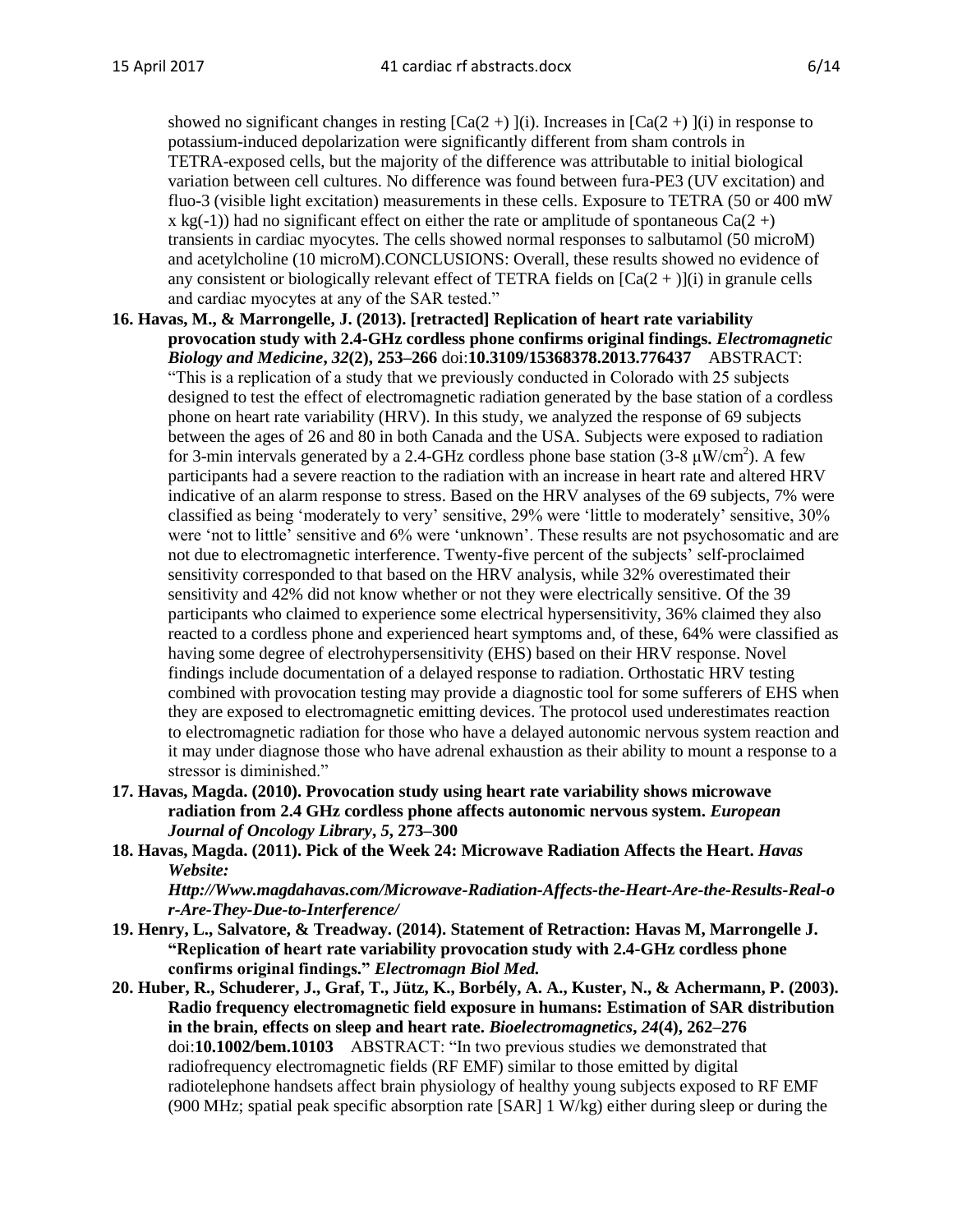showed no significant changes in resting [Ca(2 +) ](i). Increases in [Ca(2 +) ](i) in response to potassium-induced depolarization were significantly different from sham controls in TETRA-exposed cells, but the majority of the difference was attributable to initial biological variation between cell cultures. No difference was found between fura-PE3 (UV excitation) and fluo-3 (visible light excitation) measurements in these cells. Exposure to TETRA (50 or 400 mW x kg(-1)) had no significant effect on either the rate or amplitude of spontaneous Ca(2 +) transients in cardiac myocytes. The cells showed normal responses to salbutamol (50 microM) and acetylcholine (10 microM).CONCLUSIONS: Overall, these results showed no evidence of any consistent or biologically relevant effect of TETRA fields on [Ca(2 + )](i) in granule cells and cardiac myocytes at any of the SAR tested."

16. **Havas, M., & Marrongelle, J. (2013). [retracted] Replication of heart rate variability provocation study with 2.4-GHz cordless phone confirms original findings. *Electromagnetic Biology and Medicine*, *32*(2), 253–266** doi:**10.3109/15368378.2013.776437** ABSTRACT: "This is a replication of a study that we previously conducted in Colorado with 25 subjects designed to test the effect of electromagnetic radiation generated by the base station of a cordless phone on heart rate variability (HRV). In this study, we analyzed the response of 69 subjects between the ages of 26 and 80 in both Canada and the USA. Subjects were exposed to radiation for 3-min intervals generated by a 2.4-GHz cordless phone base station (3-8 μW/cm$^2$). A few participants had a severe reaction to the radiation with an increase in heart rate and altered HRV indicative of an alarm response to stress. Based on the HRV analyses of the 69 subjects, 7% were classified as being 'moderately to very' sensitive, 29% were 'little to moderately' sensitive, 30% were 'not to little' sensitive and 6% were 'unknown'. These results are not psychosomatic and are not due to electromagnetic interference. Twenty-five percent of the subjects' self-proclaimed sensitivity corresponded to that based on the HRV analysis, while 32% overestimated their sensitivity and 42% did not know whether or not they were electrically sensitive. Of the 39 participants who claimed to experience some electrical hypersensitivity, 36% claimed they also reacted to a cordless phone and experienced heart symptoms and, of these, 64% were classified as having some degree of electrohypersensitivity (EHS) based on their HRV response. Novel findings include documentation of a delayed response to radiation. Orthostatic HRV testing combined with provocation testing may provide a diagnostic tool for some sufferers of EHS when they are exposed to electromagnetic emitting devices. The protocol used underestimates reaction to electromagnetic radiation for those who have a delayed autonomic nervous system reaction and it may under diagnose those who have adrenal exhaustion as their ability to mount a response to a stressor is diminished."

17. **Havas, Magda. (2010). Provocation study using heart rate variability shows microwave radiation from 2.4 GHz cordless phone affects autonomic nervous system. *European Journal of Oncology Library*, *5*, 273–300**

18. **Havas, Magda. (2011). Pick of the Week 24: Microwave Radiation Affects the Heart. *Havas Website: Http://Www.magdahavas.com/Microwave-Radiation-Affects-the-Heart-Are-the-Results-Real-or-Are-They-Due-to-Interference/***

19. **Henry, L., Salvatore, & Treadway. (2014). Statement of Retraction: Havas M, Marrongelle J. "Replication of heart rate variability provocation study with 2.4-GHz cordless phone confirms original findings." *Electromagn Biol Med.***

20. **Huber, R., Schuderer, J., Graf, T., Jütz, K., Borbély, A. A., Kuster, N., & Achermann, P. (2003). Radio frequency electromagnetic field exposure in humans: Estimation of SAR distribution in the brain, effects on sleep and heart rate. *Bioelectromagnetics*, *24*(4), 262–276** doi:**10.1002/bem.10103** ABSTRACT: "In two previous studies we demonstrated that radiofrequency electromagnetic fields (RF EMF) similar to those emitted by digital radiotelephone handsets affect brain physiology of healthy young subjects exposed to RF EMF (900 MHz; spatial peak specific absorption rate [SAR] 1 W/kg) either during sleep or during the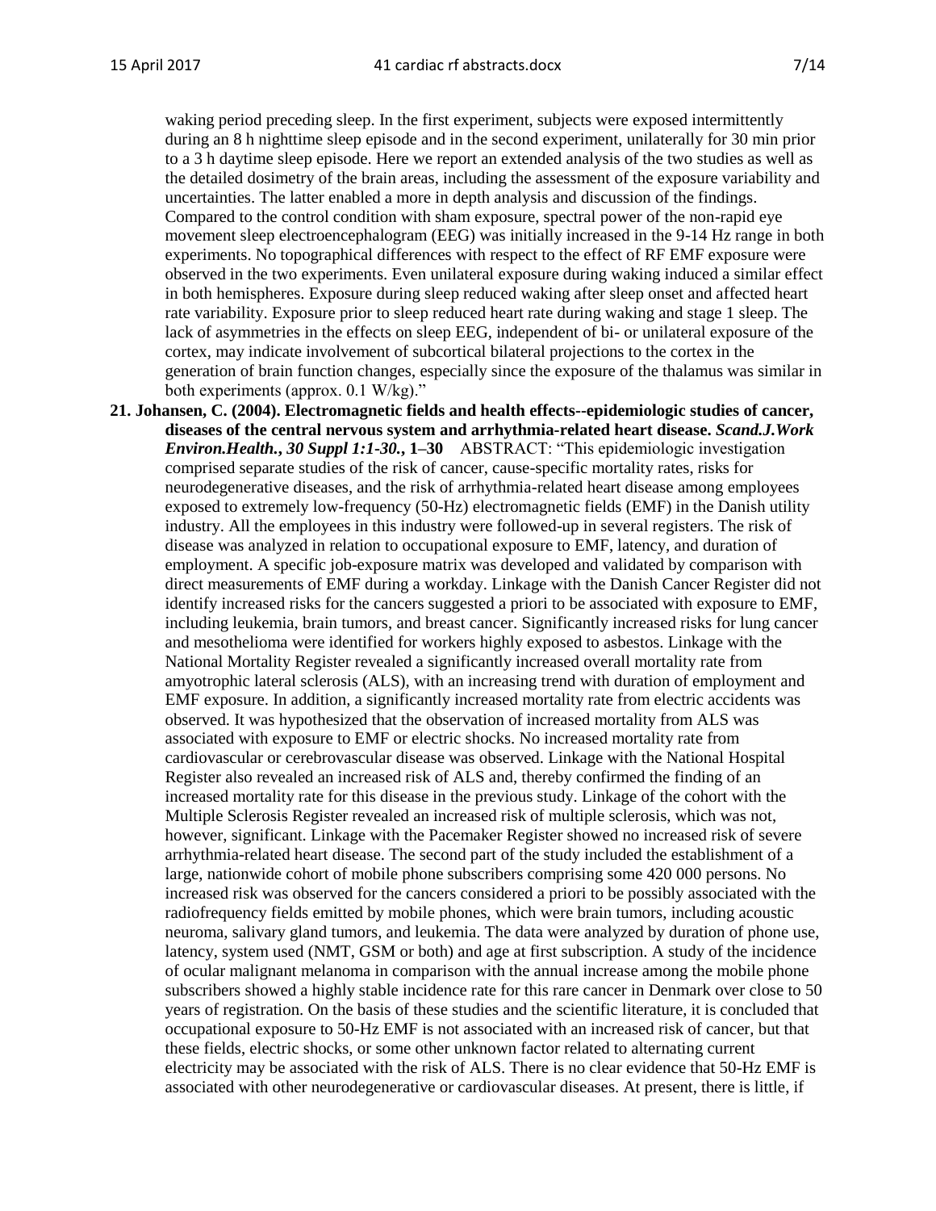waking period preceding sleep. In the first experiment, subjects were exposed intermittently during an 8 h nighttime sleep episode and in the second experiment, unilaterally for 30 min prior to a 3 h daytime sleep episode. Here we report an extended analysis of the two studies as well as the detailed dosimetry of the brain areas, including the assessment of the exposure variability and uncertainties. The latter enabled a more in depth analysis and discussion of the findings. Compared to the control condition with sham exposure, spectral power of the non-rapid eye movement sleep electroencephalogram (EEG) was initially increased in the 9-14 Hz range in both experiments. No topographical differences with respect to the effect of RF EMF exposure were observed in the two experiments. Even unilateral exposure during waking induced a similar effect in both hemispheres. Exposure during sleep reduced waking after sleep onset and affected heart rate variability. Exposure prior to sleep reduced heart rate during waking and stage 1 sleep. The lack of asymmetries in the effects on sleep EEG, independent of bi- or unilateral exposure of the cortex, may indicate involvement of subcortical bilateral projections to the cortex in the generation of brain function changes, especially since the exposure of the thalamus was similar in both experiments (approx. 0.1 W/kg)."

21. **Johansen, C. (2004). Electromagnetic fields and health effects--epidemiologic studies of cancer, diseases of the central nervous system and arrhythmia-related heart disease. *Scand.J.Work Environ.Health., 30 Suppl 1:1-30.*, 1–30** ABSTRACT: "This epidemiologic investigation comprised separate studies of the risk of cancer, cause-specific mortality rates, risks for neurodegenerative diseases, and the risk of arrhythmia-related heart disease among employees exposed to extremely low-frequency (50-Hz) electromagnetic fields (EMF) in the Danish utility industry. All the employees in this industry were followed-up in several registers. The risk of disease was analyzed in relation to occupational exposure to EMF, latency, and duration of employment. A specific job-exposure matrix was developed and validated by comparison with direct measurements of EMF during a workday. Linkage with the Danish Cancer Register did not identify increased risks for the cancers suggested a priori to be associated with exposure to EMF, including leukemia, brain tumors, and breast cancer. Significantly increased risks for lung cancer and mesothelioma were identified for workers highly exposed to asbestos. Linkage with the National Mortality Register revealed a significantly increased overall mortality rate from amyotrophic lateral sclerosis (ALS), with an increasing trend with duration of employment and EMF exposure. In addition, a significantly increased mortality rate from electric accidents was observed. It was hypothesized that the observation of increased mortality from ALS was associated with exposure to EMF or electric shocks. No increased mortality rate from cardiovascular or cerebrovascular disease was observed. Linkage with the National Hospital Register also revealed an increased risk of ALS and, thereby confirmed the finding of an increased mortality rate for this disease in the previous study. Linkage of the cohort with the Multiple Sclerosis Register revealed an increased risk of multiple sclerosis, which was not, however, significant. Linkage with the Pacemaker Register showed no increased risk of severe arrhythmia-related heart disease. The second part of the study included the establishment of a large, nationwide cohort of mobile phone subscribers comprising some 420 000 persons. No increased risk was observed for the cancers considered a priori to be possibly associated with the radiofrequency fields emitted by mobile phones, which were brain tumors, including acoustic neuroma, salivary gland tumors, and leukemia. The data were analyzed by duration of phone use, latency, system used (NMT, GSM or both) and age at first subscription. A study of the incidence of ocular malignant melanoma in comparison with the annual increase among the mobile phone subscribers showed a highly stable incidence rate for this rare cancer in Denmark over close to 50 years of registration. On the basis of these studies and the scientific literature, it is concluded that occupational exposure to 50-Hz EMF is not associated with an increased risk of cancer, but that these fields, electric shocks, or some other unknown factor related to alternating current electricity may be associated with the risk of ALS. There is no clear evidence that 50-Hz EMF is associated with other neurodegenerative or cardiovascular diseases. At present, there is little, if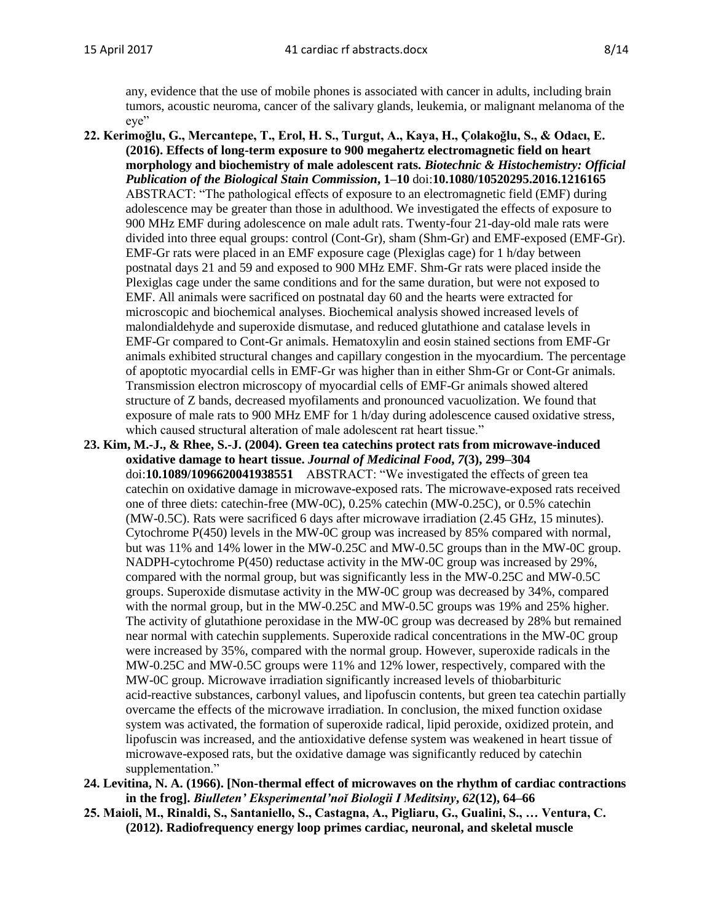any, evidence that the use of mobile phones is associated with cancer in adults, including brain tumors, acoustic neuroma, cancer of the salivary glands, leukemia, or malignant melanoma of the eye"

**22. Kerimoğlu, G., Mercantepe, T., Erol, H. S., Turgut, A., Kaya, H., Çolakoğlu, S., & Odacı, E. (2016). Effects of long-term exposure to 900 megahertz electromagnetic field on heart morphology and biochemistry of male adolescent rats. *Biotechnic & Histochemistry: Official Publication of the Biological Stain Commission*, 1–10** doi:**10.1080/10520295.2016.1216165** ABSTRACT: "The pathological effects of exposure to an electromagnetic field (EMF) during adolescence may be greater than those in adulthood. We investigated the effects of exposure to 900 MHz EMF during adolescence on male adult rats. Twenty-four 21-day-old male rats were divided into three equal groups: control (Cont-Gr), sham (Shm-Gr) and EMF-exposed (EMF-Gr). EMF-Gr rats were placed in an EMF exposure cage (Plexiglas cage) for 1 h/day between postnatal days 21 and 59 and exposed to 900 MHz EMF. Shm-Gr rats were placed inside the Plexiglas cage under the same conditions and for the same duration, but were not exposed to EMF. All animals were sacrificed on postnatal day 60 and the hearts were extracted for microscopic and biochemical analyses. Biochemical analysis showed increased levels of malondialdehyde and superoxide dismutase, and reduced glutathione and catalase levels in EMF-Gr compared to Cont-Gr animals. Hematoxylin and eosin stained sections from EMF-Gr animals exhibited structural changes and capillary congestion in the myocardium. The percentage of apoptotic myocardial cells in EMF-Gr was higher than in either Shm-Gr or Cont-Gr animals. Transmission electron microscopy of myocardial cells of EMF-Gr animals showed altered structure of Z bands, decreased myofilaments and pronounced vacuolization. We found that exposure of male rats to 900 MHz EMF for 1 h/day during adolescence caused oxidative stress, which caused structural alteration of male adolescent rat heart tissue."

**23. Kim, M.-J., & Rhee, S.-J. (2004). Green tea catechins protect rats from microwave-induced oxidative damage to heart tissue. *Journal of Medicinal Food*, *7*(3), 299–304** doi:**10.1089/1096620041938551** ABSTRACT: "We investigated the effects of green tea catechin on oxidative damage in microwave-exposed rats. The microwave-exposed rats received one of three diets: catechin-free (MW-0C), 0.25% catechin (MW-0.25C), or 0.5% catechin (MW-0.5C). Rats were sacrificed 6 days after microwave irradiation (2.45 GHz, 15 minutes). Cytochrome P(450) levels in the MW-0C group was increased by 85% compared with normal, but was 11% and 14% lower in the MW-0.25C and MW-0.5C groups than in the MW-0C group. NADPH-cytochrome P(450) reductase activity in the MW-0C group was increased by 29%, compared with the normal group, but was significantly less in the MW-0.25C and MW-0.5C groups. Superoxide dismutase activity in the MW-0C group was decreased by 34%, compared with the normal group, but in the MW-0.25C and MW-0.5C groups was 19% and 25% higher. The activity of glutathione peroxidase in the MW-0C group was decreased by 28% but remained near normal with catechin supplements. Superoxide radical concentrations in the MW-0C group were increased by 35%, compared with the normal group. However, superoxide radicals in the MW-0.25C and MW-0.5C groups were 11% and 12% lower, respectively, compared with the MW-0C group. Microwave irradiation significantly increased levels of thiobarbituric acid-reactive substances, carbonyl values, and lipofuscin contents, but green tea catechin partially overcame the effects of the microwave irradiation. In conclusion, the mixed function oxidase system was activated, the formation of superoxide radical, lipid peroxide, oxidized protein, and lipofuscin was increased, and the antioxidative defense system was weakened in heart tissue of microwave-exposed rats, but the oxidative damage was significantly reduced by catechin supplementation."

**24. Levitina, N. A. (1966). [Non-thermal effect of microwaves on the rhythm of cardiac contractions in the frog]. *Biulleten' Eksperimental'noĭ Biologii I Meditsiny*, *62*(12), 64–66**

**25. Maioli, M., Rinaldi, S., Santaniello, S., Castagna, A., Pigliaru, G., Gualini, S., … Ventura, C. (2012). Radiofrequency energy loop primes cardiac, neuronal, and skeletal muscle**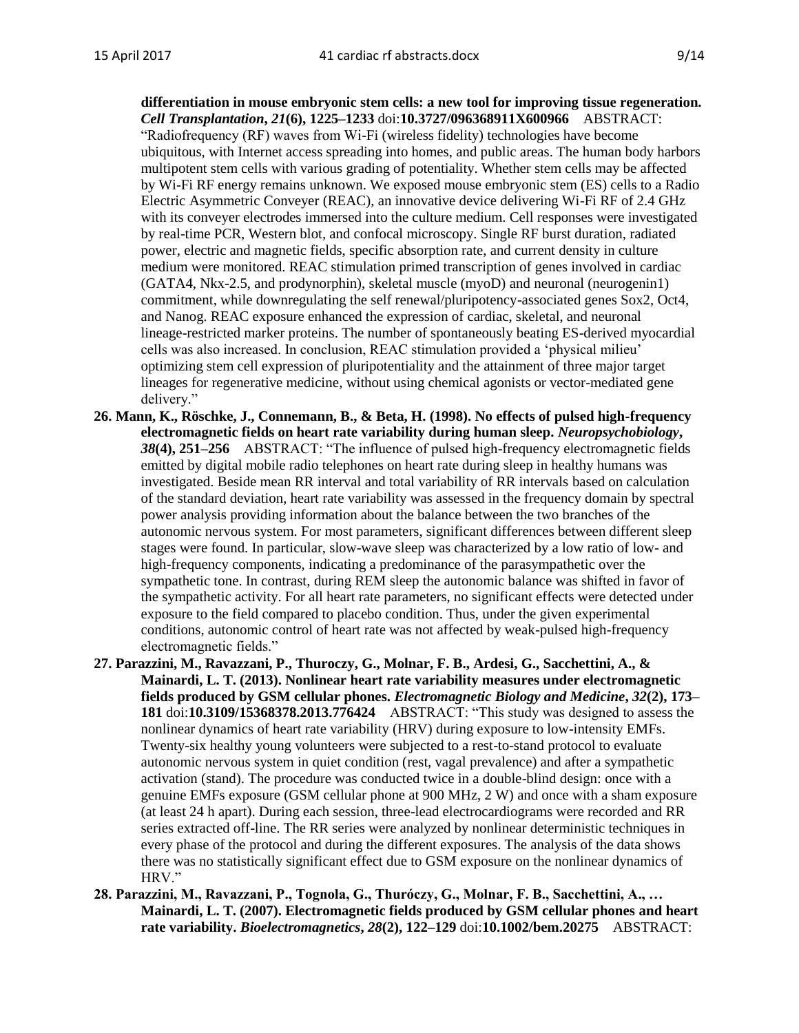**differentiation in mouse embryonic stem cells: a new tool for improving tissue regeneration.** ***Cell Transplantation*, *21*(6), 1225–1233** doi:**10.3727/096368911X600966** ABSTRACT: "Radiofrequency (RF) waves from Wi-Fi (wireless fidelity) technologies have become ubiquitous, with Internet access spreading into homes, and public areas. The human body harbors multipotent stem cells with various grading of potentiality. Whether stem cells may be affected by Wi-Fi RF energy remains unknown. We exposed mouse embryonic stem (ES) cells to a Radio Electric Asymmetric Conveyer (REAC), an innovative device delivering Wi-Fi RF of 2.4 GHz with its conveyer electrodes immersed into the culture medium. Cell responses were investigated by real-time PCR, Western blot, and confocal microscopy. Single RF burst duration, radiated power, electric and magnetic fields, specific absorption rate, and current density in culture medium were monitored. REAC stimulation primed transcription of genes involved in cardiac (GATA4, Nkx-2.5, and prodynorphin), skeletal muscle (myoD) and neuronal (neurogenin1) commitment, while downregulating the self renewal/pluripotency-associated genes Sox2, Oct4, and Nanog. REAC exposure enhanced the expression of cardiac, skeletal, and neuronal lineage-restricted marker proteins. The number of spontaneously beating ES-derived myocardial cells was also increased. In conclusion, REAC stimulation provided a 'physical milieu' optimizing stem cell expression of pluripotentiality and the attainment of three major target lineages for regenerative medicine, without using chemical agonists or vector-mediated gene delivery."

26. **Mann, K., Röschke, J., Connemann, B., & Beta, H. (1998). No effects of pulsed high-frequency electromagnetic fields on heart rate variability during human sleep. *Neuropsychobiology*, *38*(4), 251–256** ABSTRACT: "The influence of pulsed high-frequency electromagnetic fields emitted by digital mobile radio telephones on heart rate during sleep in healthy humans was investigated. Beside mean RR interval and total variability of RR intervals based on calculation of the standard deviation, heart rate variability was assessed in the frequency domain by spectral power analysis providing information about the balance between the two branches of the autonomic nervous system. For most parameters, significant differences between different sleep stages were found. In particular, slow-wave sleep was characterized by a low ratio of low- and high-frequency components, indicating a predominance of the parasympathetic over the sympathetic tone. In contrast, during REM sleep the autonomic balance was shifted in favor of the sympathetic activity. For all heart rate parameters, no significant effects were detected under exposure to the field compared to placebo condition. Thus, under the given experimental conditions, autonomic control of heart rate was not affected by weak-pulsed high-frequency electromagnetic fields."

27. **Parazzini, M., Ravazzani, P., Thuroczy, G., Molnar, F. B., Ardesi, G., Sacchettini, A., & Mainardi, L. T. (2013). Nonlinear heart rate variability measures under electromagnetic fields produced by GSM cellular phones. *Electromagnetic Biology and Medicine*, *32*(2), 173–181** doi:**10.3109/15368378.2013.776424** ABSTRACT: "This study was designed to assess the nonlinear dynamics of heart rate variability (HRV) during exposure to low-intensity EMFs. Twenty-six healthy young volunteers were subjected to a rest-to-stand protocol to evaluate autonomic nervous system in quiet condition (rest, vagal prevalence) and after a sympathetic activation (stand). The procedure was conducted twice in a double-blind design: once with a genuine EMFs exposure (GSM cellular phone at 900 MHz, 2 W) and once with a sham exposure (at least 24 h apart). During each session, three-lead electrocardiograms were recorded and RR series extracted off-line. The RR series were analyzed by nonlinear deterministic techniques in every phase of the protocol and during the different exposures. The analysis of the data shows there was no statistically significant effect due to GSM exposure on the nonlinear dynamics of HRV."

28. **Parazzini, M., Ravazzani, P., Tognola, G., Thuróczy, G., Molnar, F. B., Sacchettini, A., … Mainardi, L. T. (2007). Electromagnetic fields produced by GSM cellular phones and heart rate variability. *Bioelectromagnetics*, *28*(2), 122–129** doi:**10.1002/bem.20275** ABSTRACT: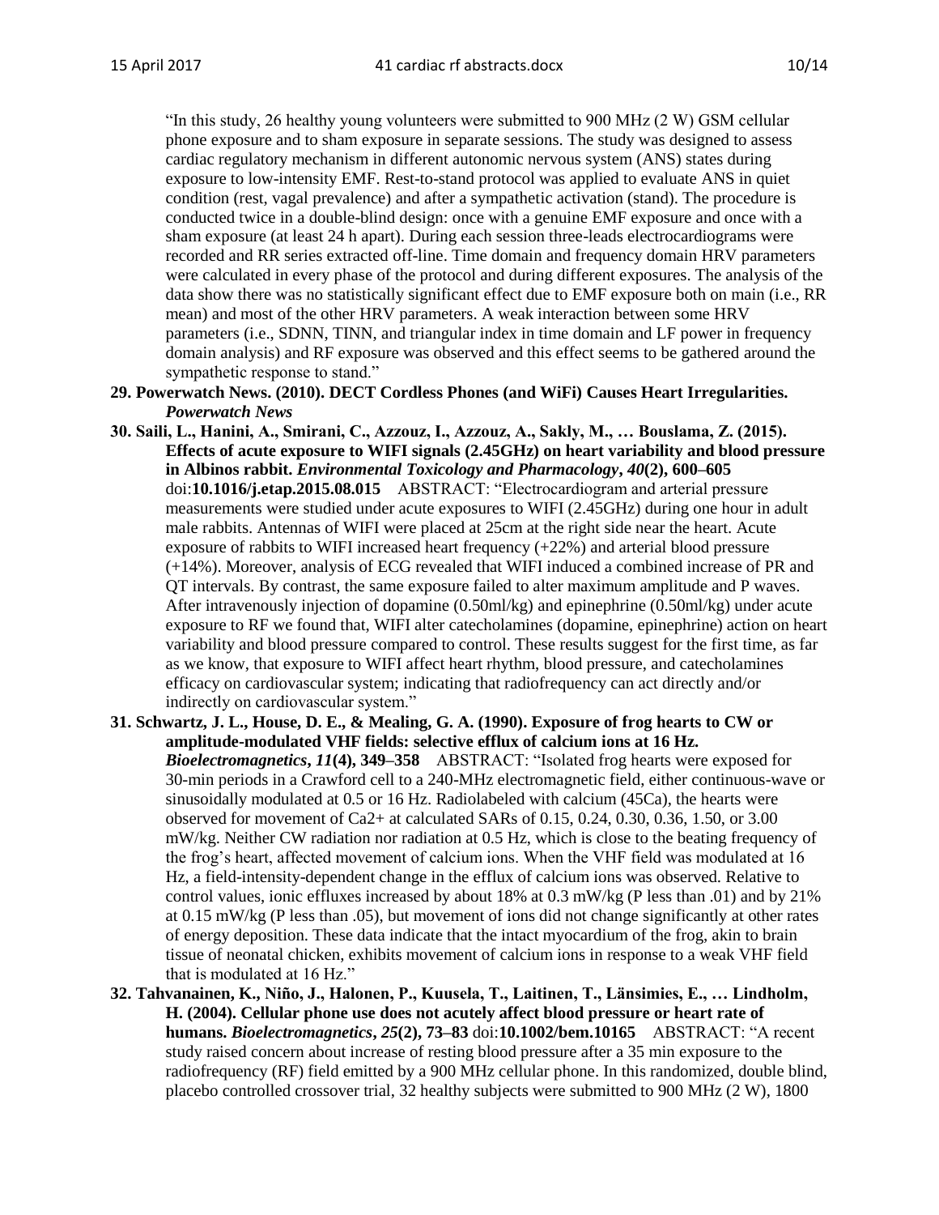"In this study, 26 healthy young volunteers were submitted to 900 MHz (2 W) GSM cellular phone exposure and to sham exposure in separate sessions. The study was designed to assess cardiac regulatory mechanism in different autonomic nervous system (ANS) states during exposure to low-intensity EMF. Rest-to-stand protocol was applied to evaluate ANS in quiet condition (rest, vagal prevalence) and after a sympathetic activation (stand). The procedure is conducted twice in a double-blind design: once with a genuine EMF exposure and once with a sham exposure (at least 24 h apart). During each session three-leads electrocardiograms were recorded and RR series extracted off-line. Time domain and frequency domain HRV parameters were calculated in every phase of the protocol and during different exposures. The analysis of the data show there was no statistically significant effect due to EMF exposure both on main (i.e., RR mean) and most of the other HRV parameters. A weak interaction between some HRV parameters (i.e., SDNN, TINN, and triangular index in time domain and LF power in frequency domain analysis) and RF exposure was observed and this effect seems to be gathered around the sympathetic response to stand."

29. **Powerwatch News. (2010). DECT Cordless Phones (and WiFi) Causes Heart Irregularities.** ***Powerwatch News***

30. **Saili, L., Hanini, A., Smirani, C., Azzouz, I., Azzouz, A., Sakly, M., … Bouslama, Z. (2015). Effects of acute exposure to WIFI signals (2.45GHz) on heart variability and blood pressure in Albinos rabbit.** ***Environmental Toxicology and Pharmacology*, *40*(2), 600–605** doi:**10.1016/j.etap.2015.08.015** ABSTRACT: "Electrocardiogram and arterial pressure measurements were studied under acute exposures to WIFI (2.45GHz) during one hour in adult male rabbits. Antennas of WIFI were placed at 25cm at the right side near the heart. Acute exposure of rabbits to WIFI increased heart frequency (+22%) and arterial blood pressure (+14%). Moreover, analysis of ECG revealed that WIFI induced a combined increase of PR and QT intervals. By contrast, the same exposure failed to alter maximum amplitude and P waves. After intravenously injection of dopamine (0.50ml/kg) and epinephrine (0.50ml/kg) under acute exposure to RF we found that, WIFI alter catecholamines (dopamine, epinephrine) action on heart variability and blood pressure compared to control. These results suggest for the first time, as far as we know, that exposure to WIFI affect heart rhythm, blood pressure, and catecholamines efficacy on cardiovascular system; indicating that radiofrequency can act directly and/or indirectly on cardiovascular system."

31. **Schwartz, J. L., House, D. E., & Mealing, G. A. (1990). Exposure of frog hearts to CW or amplitude-modulated VHF fields: selective efflux of calcium ions at 16 Hz.** ***Bioelectromagnetics*, *11*(4), 349–358** ABSTRACT: "Isolated frog hearts were exposed for 30-min periods in a Crawford cell to a 240-MHz electromagnetic field, either continuous-wave or sinusoidally modulated at 0.5 or 16 Hz. Radiolabeled with calcium (45Ca), the hearts were observed for movement of $Ca^{2+}$ at calculated SARs of 0.15, 0.24, 0.30, 0.36, 1.50, or 3.00 mW/kg. Neither CW radiation nor radiation at 0.5 Hz, which is close to the beating frequency of the frog's heart, affected movement of calcium ions. When the VHF field was modulated at 16 Hz, a field-intensity-dependent change in the efflux of calcium ions was observed. Relative to control values, ionic effluxes increased by about 18% at 0.3 mW/kg (P less than .01) and by 21% at 0.15 mW/kg (P less than .05), but movement of ions did not change significantly at other rates of energy deposition. These data indicate that the intact myocardium of the frog, akin to brain tissue of neonatal chicken, exhibits movement of calcium ions in response to a weak VHF field that is modulated at 16 Hz."

32. **Tahvanainen, K., Niño, J., Halonen, P., Kuusela, T., Laitinen, T., Länsimies, E., … Lindholm, H. (2004). Cellular phone use does not acutely affect blood pressure or heart rate of humans.** ***Bioelectromagnetics*, *25*(2), 73–83** doi:**10.1002/bem.10165** ABSTRACT: "A recent study raised concern about increase of resting blood pressure after a 35 min exposure to the radiofrequency (RF) field emitted by a 900 MHz cellular phone. In this randomized, double blind, placebo controlled crossover trial, 32 healthy subjects were submitted to 900 MHz (2 W), 1800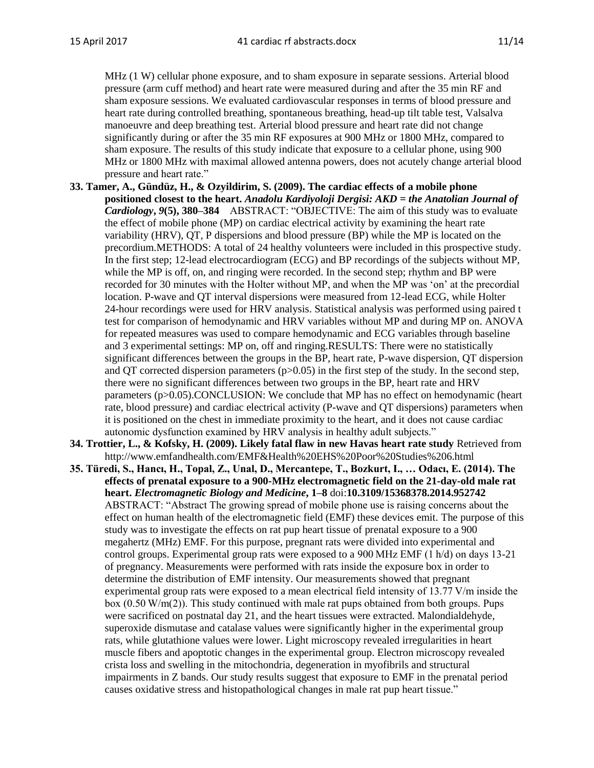MHz (1 W) cellular phone exposure, and to sham exposure in separate sessions. Arterial blood pressure (arm cuff method) and heart rate were measured during and after the 35 min RF and sham exposure sessions. We evaluated cardiovascular responses in terms of blood pressure and heart rate during controlled breathing, spontaneous breathing, head-up tilt table test, Valsalva manoeuvre and deep breathing test. Arterial blood pressure and heart rate did not change significantly during or after the 35 min RF exposures at 900 MHz or 1800 MHz, compared to sham exposure. The results of this study indicate that exposure to a cellular phone, using 900 MHz or 1800 MHz with maximal allowed antenna powers, does not acutely change arterial blood pressure and heart rate."

33. **Tamer, A., Gündüz, H., & Ozyildirim, S. (2009). The cardiac effects of a mobile phone positioned closest to the heart.** ***Anadolu Kardiyoloji Dergisi: AKD = the Anatolian Journal of Cardiology*****, *9*(5), 380–384** ABSTRACT: "OBJECTIVE: The aim of this study was to evaluate the effect of mobile phone (MP) on cardiac electrical activity by examining the heart rate variability (HRV), QT, P dispersions and blood pressure (BP) while the MP is located on the precordium.METHODS: A total of 24 healthy volunteers were included in this prospective study. In the first step; 12-lead electrocardiogram (ECG) and BP recordings of the subjects without MP, while the MP is off, on, and ringing were recorded. In the second step; rhythm and BP were recorded for 30 minutes with the Holter without MP, and when the MP was 'on' at the precordial location. P-wave and QT interval dispersions were measured from 12-lead ECG, while Holter 24-hour recordings were used for HRV analysis. Statistical analysis was performed using paired t test for comparison of hemodynamic and HRV variables without MP and during MP on. ANOVA for repeated measures was used to compare hemodynamic and ECG variables through baseline and 3 experimental settings: MP on, off and ringing.RESULTS: There were no statistically significant differences between the groups in the BP, heart rate, P-wave dispersion, QT dispersion and QT corrected dispersion parameters ($p>0.05$) in the first step of the study. In the second step, there were no significant differences between two groups in the BP, heart rate and HRV parameters ($p>0.05$).CONCLUSION: We conclude that MP has no effect on hemodynamic (heart rate, blood pressure) and cardiac electrical activity (P-wave and QT dispersions) parameters when it is positioned on the chest in immediate proximity to the heart, and it does not cause cardiac autonomic dysfunction examined by HRV analysis in healthy adult subjects."
34. **Trottier, L., & Kofsky, H. (2009). Likely fatal flaw in new Havas heart rate study** Retrieved from http://www.emfandhealth.com/EMF&Health%20EHS%20Poor%20Studies%206.html
35. **Türedi, S., Hancı, H., Topal, Z., Unal, D., Mercantepe, T., Bozkurt, I., … Odacı, E. (2014). The effects of prenatal exposure to a 900-MHz electromagnetic field on the 21-day-old male rat heart.** ***Electromagnetic Biology and Medicine*****, 1–8** doi:**10.3109/15368378.2014.952742** ABSTRACT: "Abstract The growing spread of mobile phone use is raising concerns about the effect on human health of the electromagnetic field (EMF) these devices emit. The purpose of this study was to investigate the effects on rat pup heart tissue of prenatal exposure to a 900 megahertz (MHz) EMF. For this purpose, pregnant rats were divided into experimental and control groups. Experimental group rats were exposed to a 900 MHz EMF (1 h/d) on days 13-21 of pregnancy. Measurements were performed with rats inside the exposure box in order to determine the distribution of EMF intensity. Our measurements showed that pregnant experimental group rats were exposed to a mean electrical field intensity of 13.77 V/m inside the box ($0.50\ W/m^2$). This study continued with male rat pups obtained from both groups. Pups were sacrificed on postnatal day 21, and the heart tissues were extracted. Malondialdehyde, superoxide dismutase and catalase values were significantly higher in the experimental group rats, while glutathione values were lower. Light microscopy revealed irregularities in heart muscle fibers and apoptotic changes in the experimental group. Electron microscopy revealed crista loss and swelling in the mitochondria, degeneration in myofibrils and structural impairments in Z bands. Our study results suggest that exposure to EMF in the prenatal period causes oxidative stress and histopathological changes in male rat pup heart tissue."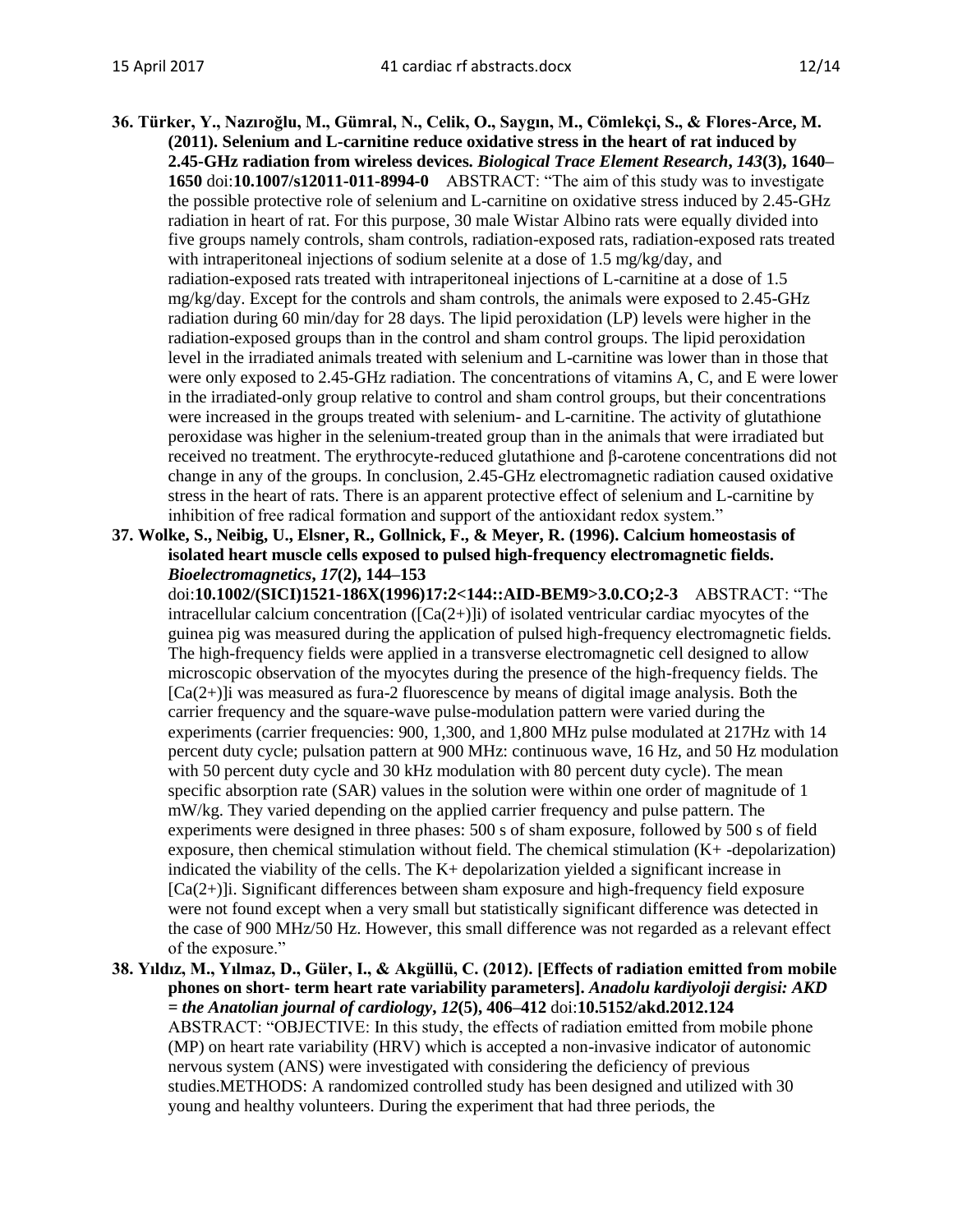**36. Türker, Y., Nazıroğlu, M., Gümral, N., Celik, O., Saygın, M., Cömlekçi, S., & Flores-Arce, M. (2011). Selenium and L-carnitine reduce oxidative stress in the heart of rat induced by 2.45-GHz radiation from wireless devices. *Biological Trace Element Research*, *143*(3), 1640–1650** doi:**10.1007/s12011-011-8994-0** ABSTRACT: "The aim of this study was to investigate the possible protective role of selenium and L-carnitine on oxidative stress induced by 2.45-GHz radiation in heart of rat. For this purpose, 30 male Wistar Albino rats were equally divided into five groups namely controls, sham controls, radiation-exposed rats, radiation-exposed rats treated with intraperitoneal injections of sodium selenite at a dose of 1.5 mg/kg/day, and radiation-exposed rats treated with intraperitoneal injections of L-carnitine at a dose of 1.5 mg/kg/day. Except for the controls and sham controls, the animals were exposed to 2.45-GHz radiation during 60 min/day for 28 days. The lipid peroxidation (LP) levels were higher in the radiation-exposed groups than in the control and sham control groups. The lipid peroxidation level in the irradiated animals treated with selenium and L-carnitine was lower than in those that were only exposed to 2.45-GHz radiation. The concentrations of vitamins A, C, and E were lower in the irradiated-only group relative to control and sham control groups, but their concentrations were increased in the groups treated with selenium- and L-carnitine. The activity of glutathione peroxidase was higher in the selenium-treated group than in the animals that were irradiated but received no treatment. The erythrocyte-reduced glutathione and β-carotene concentrations did not change in any of the groups. In conclusion, 2.45-GHz electromagnetic radiation caused oxidative stress in the heart of rats. There is an apparent protective effect of selenium and L-carnitine by inhibition of free radical formation and support of the antioxidant redox system."

**37. Wolke, S., Neibig, U., Elsner, R., Gollnick, F., & Meyer, R. (1996). Calcium homeostasis of isolated heart muscle cells exposed to pulsed high-frequency electromagnetic fields. *Bioelectromagnetics*, *17*(2), 144–153** doi:**10.1002/(SICI)1521-186X(1996)17:2<144::AID-BEM9>3.0.CO;2-3** ABSTRACT: "The intracellular calcium concentration ([Ca(2+)]i) of isolated ventricular cardiac myocytes of the guinea pig was measured during the application of pulsed high-frequency electromagnetic fields. The high-frequency fields were applied in a transverse electromagnetic cell designed to allow microscopic observation of the myocytes during the presence of the high-frequency fields. The [Ca(2+)]i was measured as fura-2 fluorescence by means of digital image analysis. Both the carrier frequency and the square-wave pulse-modulation pattern were varied during the experiments (carrier frequencies: 900, 1,300, and 1,800 MHz pulse modulated at 217Hz with 14 percent duty cycle; pulsation pattern at 900 MHz: continuous wave, 16 Hz, and 50 Hz modulation with 50 percent duty cycle and 30 kHz modulation with 80 percent duty cycle). The mean specific absorption rate (SAR) values in the solution were within one order of magnitude of 1 mW/kg. They varied depending on the applied carrier frequency and pulse pattern. The experiments were designed in three phases: 500 s of sham exposure, followed by 500 s of field exposure, then chemical stimulation without field. The chemical stimulation (K+ -depolarization) indicated the viability of the cells. The K+ depolarization yielded a significant increase in [Ca(2+)]i. Significant differences between sham exposure and high-frequency field exposure were not found except when a very small but statistically significant difference was detected in the case of 900 MHz/50 Hz. However, this small difference was not regarded as a relevant effect of the exposure."

**38. Yıldız, M., Yılmaz, D., Güler, I., & Akgüllü, C. (2012). [Effects of radiation emitted from mobile phones on short- term heart rate variability parameters]. *Anadolu kardiyoloji dergisi: AKD = the Anatolian journal of cardiology*, *12*(5), 406–412** doi:**10.5152/akd.2012.124** ABSTRACT: "OBJECTIVE: In this study, the effects of radiation emitted from mobile phone (MP) on heart rate variability (HRV) which is accepted a non-invasive indicator of autonomic nervous system (ANS) were investigated with considering the deficiency of previous studies.METHODS: A randomized controlled study has been designed and utilized with 30 young and healthy volunteers. During the experiment that had three periods, the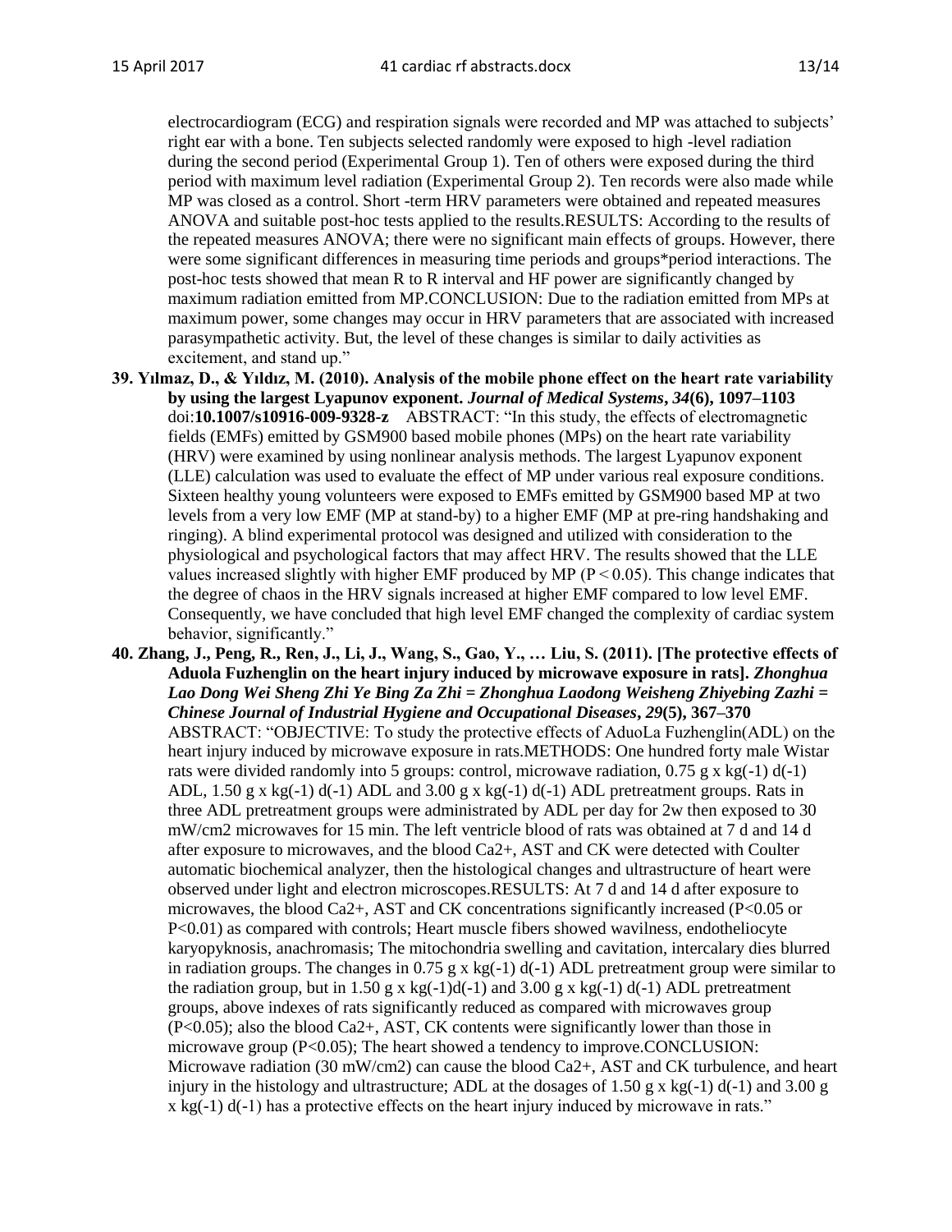electrocardiogram (ECG) and respiration signals were recorded and MP was attached to subjects' right ear with a bone. Ten subjects selected randomly were exposed to high -level radiation during the second period (Experimental Group 1). Ten of others were exposed during the third period with maximum level radiation (Experimental Group 2). Ten records were also made while MP was closed as a control. Short -term HRV parameters were obtained and repeated measures ANOVA and suitable post-hoc tests applied to the results.RESULTS: According to the results of the repeated measures ANOVA; there were no significant main effects of groups. However, there were some significant differences in measuring time periods and groups*period interactions. The post-hoc tests showed that mean R to R interval and HF power are significantly changed by maximum radiation emitted from MP.CONCLUSION: Due to the radiation emitted from MPs at maximum power, some changes may occur in HRV parameters that are associated with increased parasympathetic activity. But, the level of these changes is similar to daily activities as excitement, and stand up."

39. **Yılmaz, D., & Yıldız, M. (2010). Analysis of the mobile phone effect on the heart rate variability by using the largest Lyapunov exponent. *Journal of Medical Systems*, *34*(6), 1097–1103** doi:**10.1007/s10916-009-9328-z** ABSTRACT: "In this study, the effects of electromagnetic fields (EMFs) emitted by GSM900 based mobile phones (MPs) on the heart rate variability (HRV) were examined by using nonlinear analysis methods. The largest Lyapunov exponent (LLE) calculation was used to evaluate the effect of MP under various real exposure conditions. Sixteen healthy young volunteers were exposed to EMFs emitted by GSM900 based MP at two levels from a very low EMF (MP at stand-by) to a higher EMF (MP at pre-ring handshaking and ringing). A blind experimental protocol was designed and utilized with consideration to the physiological and psychological factors that may affect HRV. The results showed that the LLE values increased slightly with higher EMF produced by MP ($P < 0.05$). This change indicates that the degree of chaos in the HRV signals increased at higher EMF compared to low level EMF. Consequently, we have concluded that high level EMF changed the complexity of cardiac system behavior, significantly."

40. **Zhang, J., Peng, R., Ren, J., Li, J., Wang, S., Gao, Y., … Liu, S. (2011). [The protective effects of Aduola Fuzhenglin on the heart injury induced by microwave exposure in rats]. *Zhonghua Lao Dong Wei Sheng Zhi Ye Bing Za Zhi = Zhonghua Laodong Weisheng Zhiyebing Zazhi = Chinese Journal of Industrial Hygiene and Occupational Diseases*, *29*(5), 367–370** ABSTRACT: "OBJECTIVE: To study the protective effects of AduoLa Fuzhenglin(ADL) on the heart injury induced by microwave exposure in rats.METHODS: One hundred forty male Wistar rats were divided randomly into 5 groups: control, microwave radiation, 0.75 g x kg(-1) d(-1) ADL, 1.50 g x kg(-1) d(-1) ADL and 3.00 g x kg(-1) d(-1) ADL pretreatment groups. Rats in three ADL pretreatment groups were administrated by ADL per day for 2w then exposed to 30 mW/cm2 microwaves for 15 min. The left ventricle blood of rats was obtained at 7 d and 14 d after exposure to microwaves, and the blood $Ca^{2+}$, AST and CK were detected with Coulter automatic biochemical analyzer, then the histological changes and ultrastructure of heart were observed under light and electron microscopes.RESULTS: At 7 d and 14 d after exposure to microwaves, the blood $Ca^{2+}$, AST and CK concentrations significantly increased ($P<0.05$ or $P<0.01$) as compared with controls; Heart muscle fibers showed wavilness, endotheliocyte karyopyknosis, anachromasis; The mitochondria swelling and cavitation, intercalary dies blurred in radiation groups. The changes in 0.75 g x kg(-1) d(-1) ADL pretreatment group were similar to the radiation group, but in 1.50 g x kg(-1)d(-1) and 3.00 g x kg(-1) d(-1) ADL pretreatment groups, above indexes of rats significantly reduced as compared with microwaves group ($P<0.05$); also the blood $Ca^{2+}$, AST, CK contents were significantly lower than those in microwave group ($P<0.05$); The heart showed a tendency to improve.CONCLUSION: Microwave radiation (30 mW/cm2) can cause the blood $Ca^{2+}$, AST and CK turbulence, and heart injury in the histology and ultrastructure; ADL at the dosages of 1.50 g x kg(-1) d(-1) and 3.00 g x kg(-1) d(-1) has a protective effects on the heart injury induced by microwave in rats."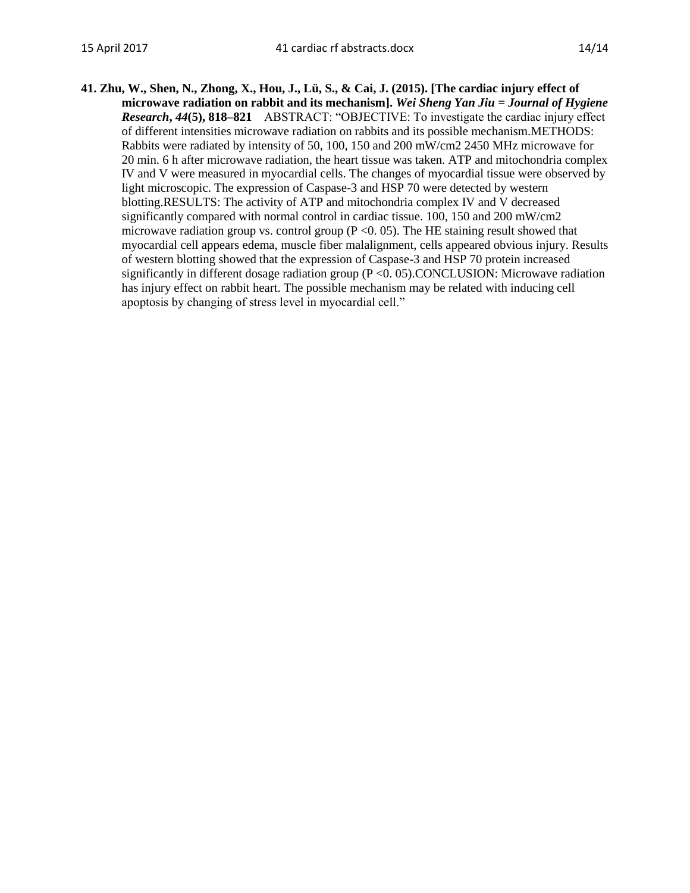**41. Zhu, W., Shen, N., Zhong, X., Hou, J., Lü, S., & Cai, J. (2015). [The cardiac injury effect of microwave radiation on rabbit and its mechanism].** ***Wei Sheng Yan Jiu = Journal of Hygiene Research*****, *44*(5), 818–821** ABSTRACT: "OBJECTIVE: To investigate the cardiac injury effect of different intensities microwave radiation on rabbits and its possible mechanism.METHODS: Rabbits were radiated by intensity of 50, 100, 150 and 200 mW/cm2 2450 MHz microwave for 20 min. 6 h after microwave radiation, the heart tissue was taken. ATP and mitochondria complex IV and V were measured in myocardial cells. The changes of myocardial tissue were observed by light microscopic. The expression of Caspase-3 and HSP 70 were detected by western blotting.RESULTS: The activity of ATP and mitochondria complex IV and V decreased significantly compared with normal control in cardiac tissue. 100, 150 and 200 mW/cm2 microwave radiation group vs. control group (P <0. 05). The HE staining result showed that myocardial cell appears edema, muscle fiber malalignment, cells appeared obvious injury. Results of western blotting showed that the expression of Caspase-3 and HSP 70 protein increased significantly in different dosage radiation group (P <0. 05).CONCLUSION: Microwave radiation has injury effect on rabbit heart. The possible mechanism may be related with inducing cell apoptosis by changing of stress level in myocardial cell."